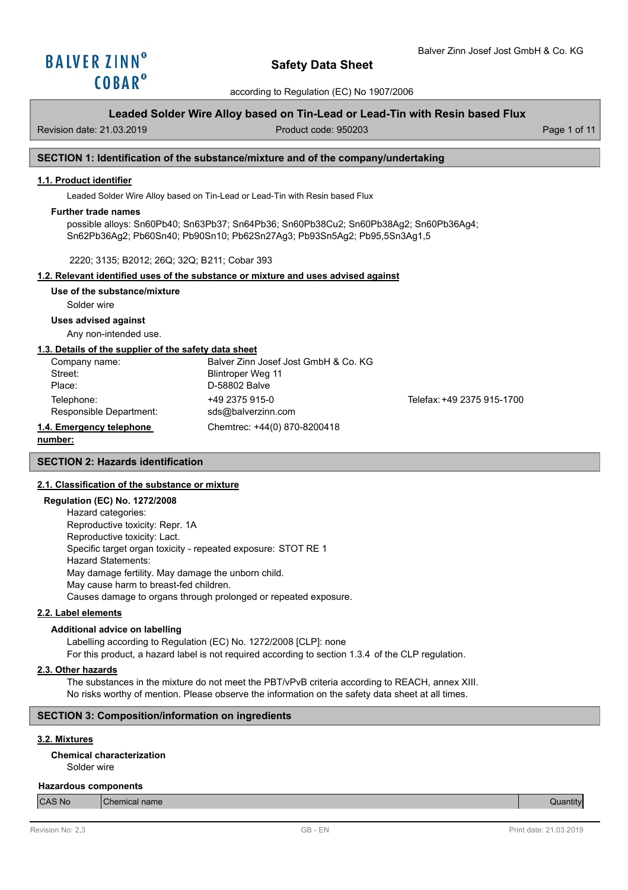# Safety Data Sheet

according to Regulation (EC) No 1907/2006

**Leaded Solder Wire Alloy based on Tin-Lead or Lead-Tin with Resin based Flux**

Revision date: 21.03.2019 | Product code: 950203

## SECTION 1: Identification of the substance/mixture and of the company/undertaking

### 1.1. Product identifier

Leaded Solder Wire Alloy based on Tin-Lead or Lead-Tin with Resin based Flux

**Further trade names**

possible alloys: Sn60Pb40; Sn63Pb37; Sn64Pb36; Sn60Pb38Cu2; Sn60Pb38Ag2; Sn60Pb36Ag4; Sn62Pb36Ag2; Pb60Sn40; Pb90Sn10; Pb62Sn27Ag3; Pb93Sn5Ag2; Pb95,5Sn3Ag1,5

2220; 3135; B2012; 26Q; 32Q; B211; Cobar 393

### 1.2. Relevant identified uses of the substance or mixture and uses advised against

**Use of the substance/mixture**

Solder wire

**Uses advised against**

Any non-intended use.

### 1.3. Details of the supplier of the safety data sheet

| | | |
|---|---|---|
| Company name: | Balver Zinn Josef Jost GmbH & Co. KG | |
| Street: | Blintroper Weg 11 | |
| Place: | D-58802 Balve | |
| Telephone: | +49 2375 915-0 | Telefax: +49 2375 915-1700 |
| Responsible Department: | sds@balverzinn.com | |

### 1.4. Emergency telephone number:

Chemtrec: +44(0) 870-8200418

## SECTION 2: Hazards identification

### 2.1. Classification of the substance or mixture

**Regulation (EC) No. 1272/2008**

Hazard categories:
Reproductive toxicity: Repr. 1A
Reproductive toxicity: Lact.
Specific target organ toxicity - repeated exposure: STOT RE 1
Hazard Statements:
May damage fertility. May damage the unborn child.
May cause harm to breast-fed children.
Causes damage to organs through prolonged or repeated exposure.

### 2.2. Label elements

**Additional advice on labelling**

Labelling according to Regulation (EC) No. 1272/2008 [CLP]: none
For this product, a hazard label is not required according to section 1.3.4 of the CLP regulation.

### 2.3. Other hazards

The substances in the mixture do not meet the PBT/vPvB criteria according to REACH, annex XIII.
No risks worthy of mention. Please observe the information on the safety data sheet at all times.

## SECTION 3: Composition/information on ingredients

### 3.2. Mixtures

**Chemical characterization**

Solder wire

**Hazardous components**

| CAS No | Chemical name | Quantity |
|---|---|---|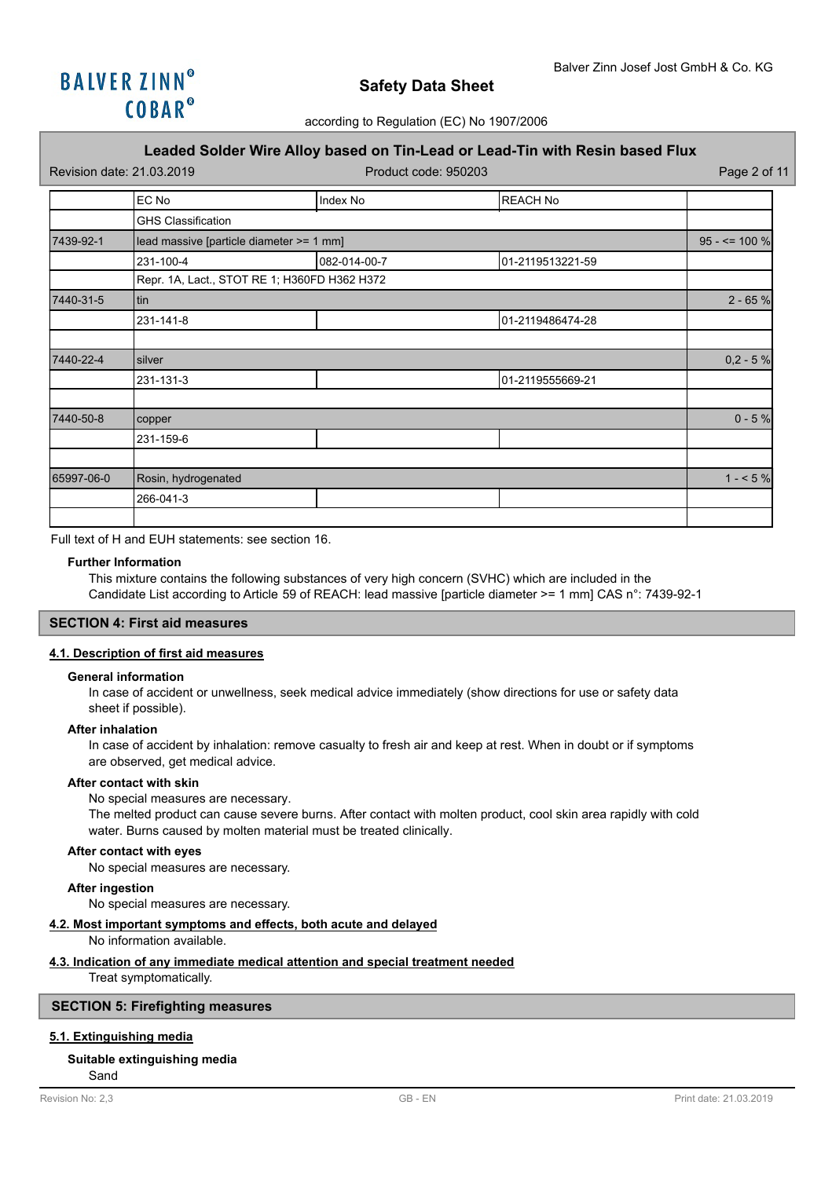| CAS No | Chemical name | | | Quantity |
|---|---|---|---|---|
| | EC No | Index No | REACH No | |
| | GHS Classification | | | |
| 7439-92-1 | lead massive [particle diameter >= 1 mm] | | | 95 - <= 100 % |
| | 231-100-4 | 082-014-00-7 | 01-2119513221-59 | |
| | Repr. 1A, Lact., STOT RE 1; H360FD H362 H372 | | | |
| 7440-31-5 | tin | | | 2 - 65 % |
| | 231-141-8 | | 01-2119486474-28 | |
| | | | | |
| 7440-22-4 | silver | | | 0,2 - 5 % |
| | 231-131-3 | | 01-2119555669-21 | |
| | | | | |
| 7440-50-8 | copper | | | 0 - 5 % |
| | 231-159-6 | | | |
| | | | | |
| 65997-06-0 | Rosin, hydrogenated | | | 1 - < 5 % |
| | 266-041-3 | | | |
| | | | | |

Full text of H and EUH statements: see section 16.

**Further Information**

This mixture contains the following substances of very high concern (SVHC) which are included in the Candidate List according to Article 59 of REACH: lead massive [particle diameter >= 1 mm] CAS n°: 7439-92-1

## SECTION 4: First aid measures

### 4.1. Description of first aid measures

**General information**

In case of accident or unwellness, seek medical advice immediately (show directions for use or safety data sheet if possible).

**After inhalation**

In case of accident by inhalation: remove casualty to fresh air and keep at rest. When in doubt or if symptoms are observed, get medical advice.

**After contact with skin**

No special measures are necessary.
The melted product can cause severe burns. After contact with molten product, cool skin area rapidly with cold water. Burns caused by molten material must be treated clinically.

**After contact with eyes**

No special measures are necessary.

**After ingestion**

No special measures are necessary.

### 4.2. Most important symptoms and effects, both acute and delayed

No information available.

### 4.3. Indication of any immediate medical attention and special treatment needed

Treat symptomatically.

## SECTION 5: Firefighting measures

### 5.1. Extinguishing media

**Suitable extinguishing media**

Sand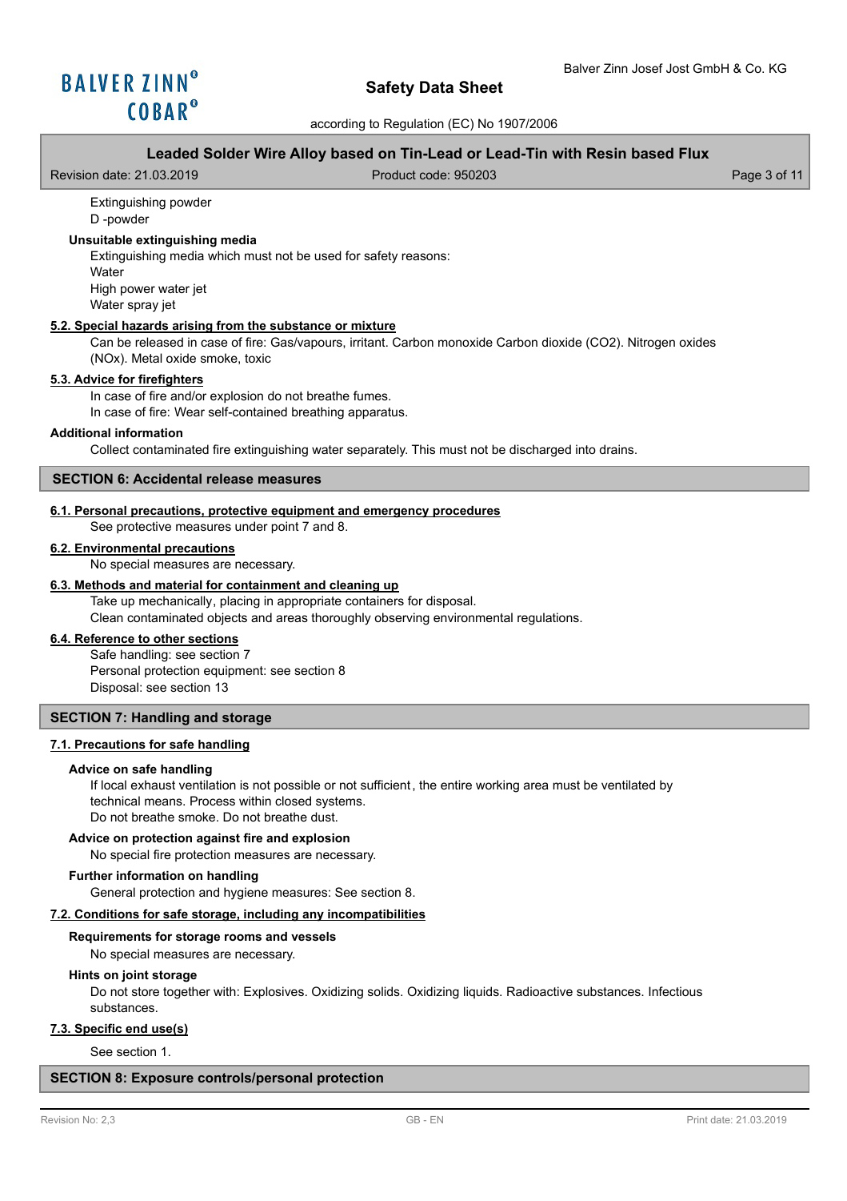Extinguishing powder
D -powder

**Unsuitable extinguishing media**

Extinguishing media which must not be used for safety reasons:
Water
High power water jet
Water spray jet

### 5.2. Special hazards arising from the substance or mixture

Can be released in case of fire: Gas/vapours, irritant. Carbon monoxide Carbon dioxide ($CO_2$). Nitrogen oxides ($NO_x$). Metal oxide smoke, toxic

### 5.3. Advice for firefighters

In case of fire and/or explosion do not breathe fumes.
In case of fire: Wear self-contained breathing apparatus.

**Additional information**

Collect contaminated fire extinguishing water separately. This must not be discharged into drains.

## SECTION 6: Accidental release measures

### 6.1. Personal precautions, protective equipment and emergency procedures

See protective measures under point 7 and 8.

### 6.2. Environmental precautions

No special measures are necessary.

### 6.3. Methods and material for containment and cleaning up

Take up mechanically, placing in appropriate containers for disposal.
Clean contaminated objects and areas thoroughly observing environmental regulations.

### 6.4. Reference to other sections

Safe handling: see section 7
Personal protection equipment: see section 8
Disposal: see section 13

## SECTION 7: Handling and storage

### 7.1. Precautions for safe handling

**Advice on safe handling**

If local exhaust ventilation is not possible or not sufficient, the entire working area must be ventilated by technical means. Process within closed systems.
Do not breathe smoke. Do not breathe dust.

**Advice on protection against fire and explosion**

No special fire protection measures are necessary.

**Further information on handling**

General protection and hygiene measures: See section 8.

### 7.2. Conditions for safe storage, including any incompatibilities

**Requirements for storage rooms and vessels**

No special measures are necessary.

**Hints on joint storage**

Do not store together with: Explosives. Oxidizing solids. Oxidizing liquids. Radioactive substances. Infectious substances.

### 7.3. Specific end use(s)

See section 1.

## SECTION 8: Exposure controls/personal protection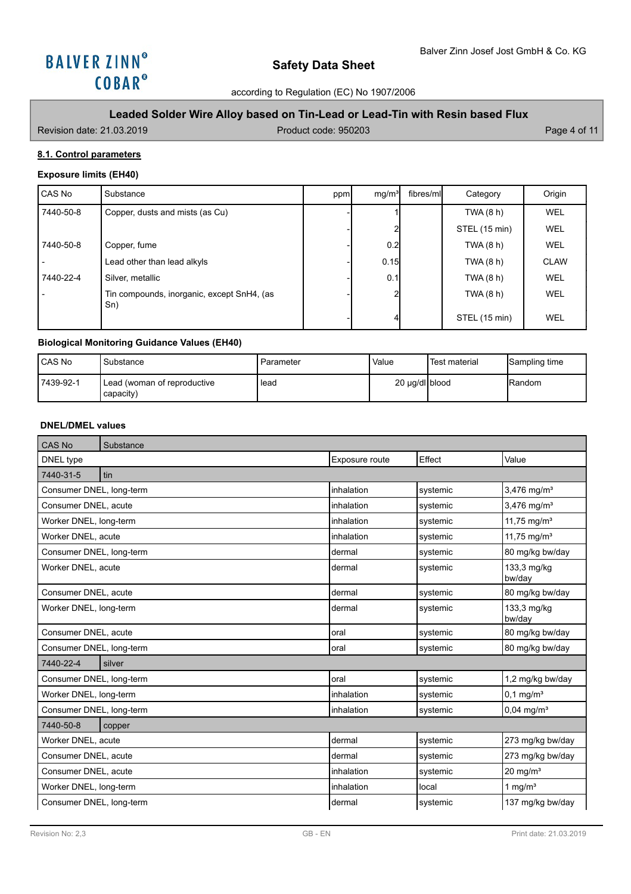### 8.1. Control parameters

#### Exposure limits (EH40)

| CAS No | Substance | ppm | mg/m³ | fibres/ml | Category | Origin |
|---|---|---|---|---|---|---|
| 7440-50-8 | Copper, dusts and mists (as Cu) | - | 1 | | TWA (8 h) | WEL |
| | | - | 2 | | STEL (15 min) | WEL |
| 7440-50-8 | Copper, fume | - | 0.2 | | TWA (8 h) | WEL |
| - | Lead other than lead alkyls | - | 0.15 | | TWA (8 h) | CLAW |
| 7440-22-4 | Silver, metallic | - | 0.1 | | TWA (8 h) | WEL |
| - | Tin compounds, inorganic, except SnH4, (as Sn) | - | 2 | | TWA (8 h) | WEL |
| | | - | 4 | | STEL (15 min) | WEL |

#### Biological Monitoring Guidance Values (EH40)

| CAS No | Substance | Parameter | Value | Test material | Sampling time |
|---|---|---|---|---|---|
| 7439-92-1 | Lead (woman of reproductive capacity) | lead | 20 µg/dl | blood | Random |

#### DNEL/DMEL values

| DNEL type | Exposure route | Effect | Value |
|---|---|---|---|
| **CAS No: 7440-31-5 – Substance: tin** | | | |
| Consumer DNEL, long-term | inhalation | systemic | 3,476 mg/m³ |
| Consumer DNEL, acute | inhalation | systemic | 3,476 mg/m³ |
| Worker DNEL, long-term | inhalation | systemic | 11,75 mg/m³ |
| Worker DNEL, acute | inhalation | systemic | 11,75 mg/m³ |
| Consumer DNEL, long-term | dermal | systemic | 80 mg/kg bw/day |
| Worker DNEL, acute | dermal | systemic | 133,3 mg/kg bw/day |
| Consumer DNEL, acute | dermal | systemic | 80 mg/kg bw/day |
| Worker DNEL, long-term | dermal | systemic | 133,3 mg/kg bw/day |
| Consumer DNEL, acute | oral | systemic | 80 mg/kg bw/day |
| Consumer DNEL, long-term | oral | systemic | 80 mg/kg bw/day |
| **CAS No: 7440-22-4 – Substance: silver** | | | |
| Consumer DNEL, long-term | oral | systemic | 1,2 mg/kg bw/day |
| Worker DNEL, long-term | inhalation | systemic | 0,1 mg/m³ |
| Consumer DNEL, long-term | inhalation | systemic | 0,04 mg/m³ |
| **CAS No: 7440-50-8 – Substance: copper** | | | |
| Worker DNEL, acute | dermal | systemic | 273 mg/kg bw/day |
| Consumer DNEL, acute | dermal | systemic | 273 mg/kg bw/day |
| Consumer DNEL, acute | inhalation | systemic | 20 mg/m³ |
| Worker DNEL, long-term | inhalation | local | 1 mg/m³ |
| Consumer DNEL, long-term | dermal | systemic | 137 mg/kg bw/day |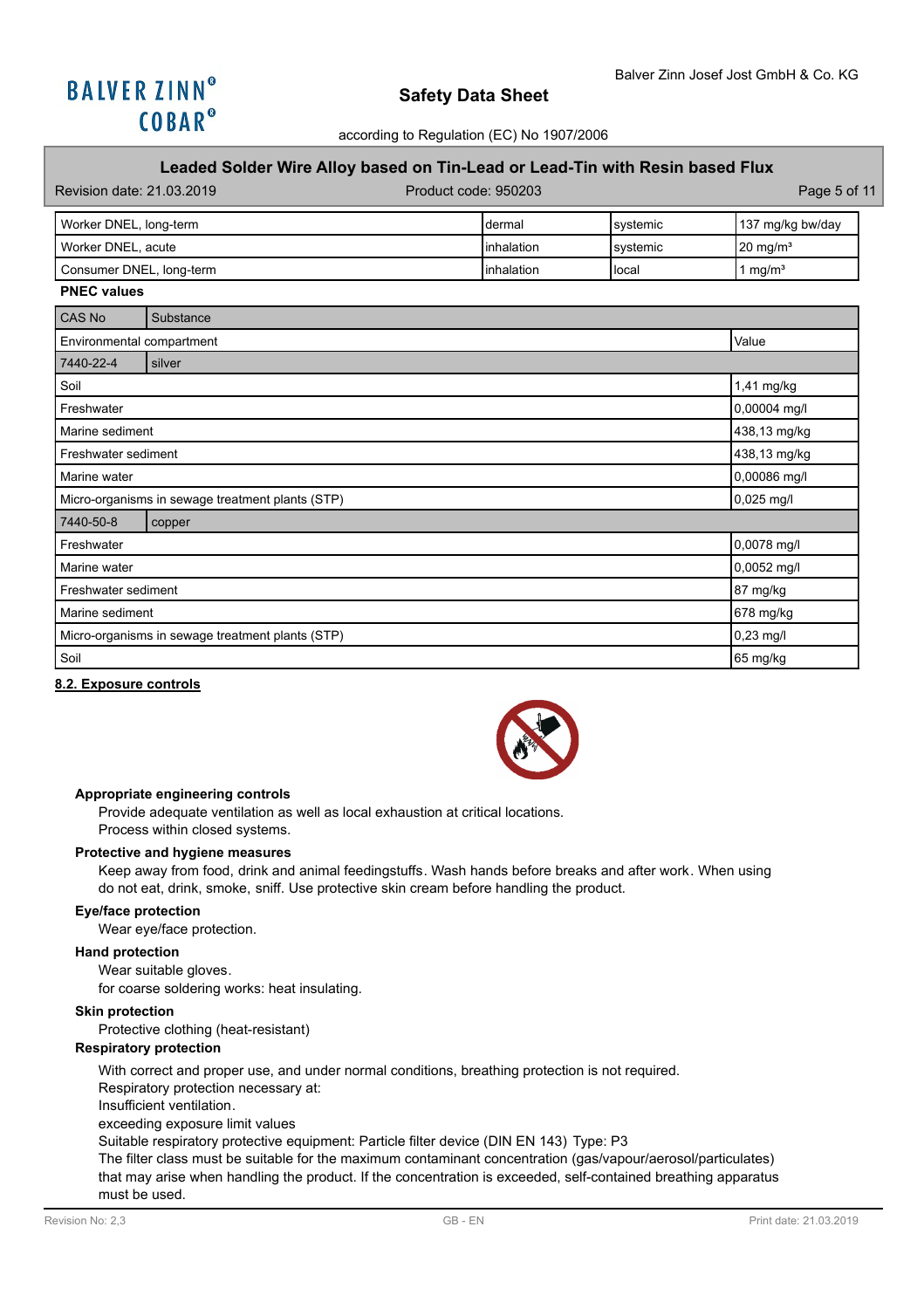| | | | |
|---|---|---|---|
| Worker DNEL, long-term | dermal | systemic | 137 mg/kg bw/day |
| Worker DNEL, acute | inhalation | systemic | 20 mg/m³ |
| Consumer DNEL, long-term | inhalation | local | 1 mg/m³ |

**PNEC values**

| CAS No | Substance | Value |
|---|---|---|
| Environmental compartment | | Value |
| 7440-22-4 | silver | |
| Soil | | 1,41 mg/kg |
| Freshwater | | 0,00004 mg/l |
| Marine sediment | | 438,13 mg/kg |
| Freshwater sediment | | 438,13 mg/kg |
| Marine water | | 0,00086 mg/l |
| Micro-organisms in sewage treatment plants (STP) | | 0,025 mg/l |
| 7440-50-8 | copper | |
| Freshwater | | 0,0078 mg/l |
| Marine water | | 0,0052 mg/l |
| Freshwater sediment | | 87 mg/kg |
| Marine sediment | | 678 mg/kg |
| Micro-organisms in sewage treatment plants (STP) | | 0,23 mg/l |
| Soil | | 65 mg/kg |

## 8.2. Exposure controls

**Appropriate engineering controls**

Provide adequate ventilation as well as local exhaustion at critical locations.
Process within closed systems.

**Protective and hygiene measures**

Keep away from food, drink and animal feedingstuffs. Wash hands before breaks and after work. When using do not eat, drink, smoke, sniff. Use protective skin cream before handling the product.

**Eye/face protection**

Wear eye/face protection.

**Hand protection**

Wear suitable gloves.
for coarse soldering works: heat insulating.

**Skin protection**

Protective clothing (heat-resistant)

**Respiratory protection**

With correct and proper use, and under normal conditions, breathing protection is not required.
Respiratory protection necessary at:
Insufficient ventilation.
exceeding exposure limit values
Suitable respiratory protective equipment: Particle filter device (DIN EN 143) Type: P3
The filter class must be suitable for the maximum contaminant concentration (gas/vapour/aerosol/particulates) that may arise when handling the product. If the concentration is exceeded, self-contained breathing apparatus must be used.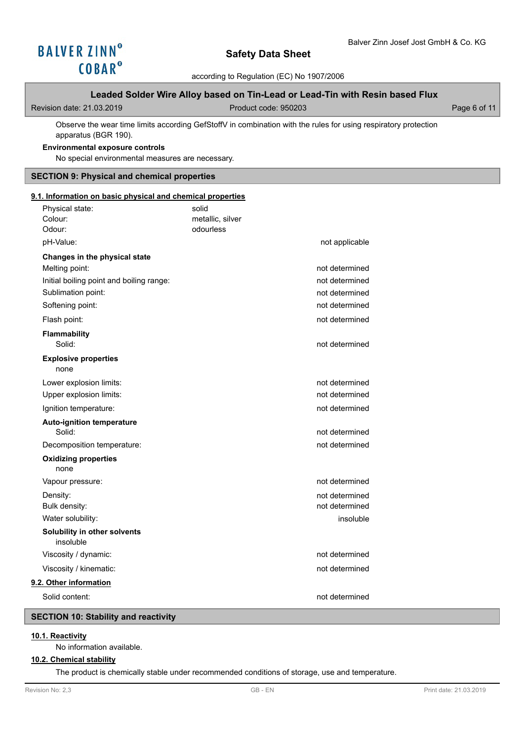Observe the wear time limits according GefStoffV in combination with the rules for using respiratory protection apparatus (BGR 190).

**Environmental exposure controls**

No special environmental measures are necessary.

## SECTION 9: Physical and chemical properties

### 9.1. Information on basic physical and chemical properties

| | | |
|---|---|---|
| Physical state: | solid | |
| Colour: | metallic, silver | |
| Odour: | odourless | |
| pH-Value: | | not applicable |
| **Changes in the physical state** | | |
| Melting point: | | not determined |
| Initial boiling point and boiling range: | | not determined |
| Sublimation point: | | not determined |
| Softening point: | | not determined |
| Flash point: | | not determined |
| **Flammability** | | |
| Solid: | | not determined |
| **Explosive properties** | | |
| none | | |
| Lower explosion limits: | | not determined |
| Upper explosion limits: | | not determined |
| Ignition temperature: | | not determined |
| **Auto-ignition temperature** | | |
| Solid: | | not determined |
| Decomposition temperature: | | not determined |
| **Oxidizing properties** | | |
| none | | |
| Vapour pressure: | | not determined |
| Density: | | not determined |
| Bulk density: | | not determined |
| Water solubility: | | insoluble |
| **Solubility in other solvents** | | |
| insoluble | | |
| Viscosity / dynamic: | | not determined |
| Viscosity / kinematic: | | not determined |

### 9.2. Other information

| | |
|---|---|
| Solid content: | not determined |

## SECTION 10: Stability and reactivity

### 10.1. Reactivity

No information available.

### 10.2. Chemical stability

The product is chemically stable under recommended conditions of storage, use and temperature.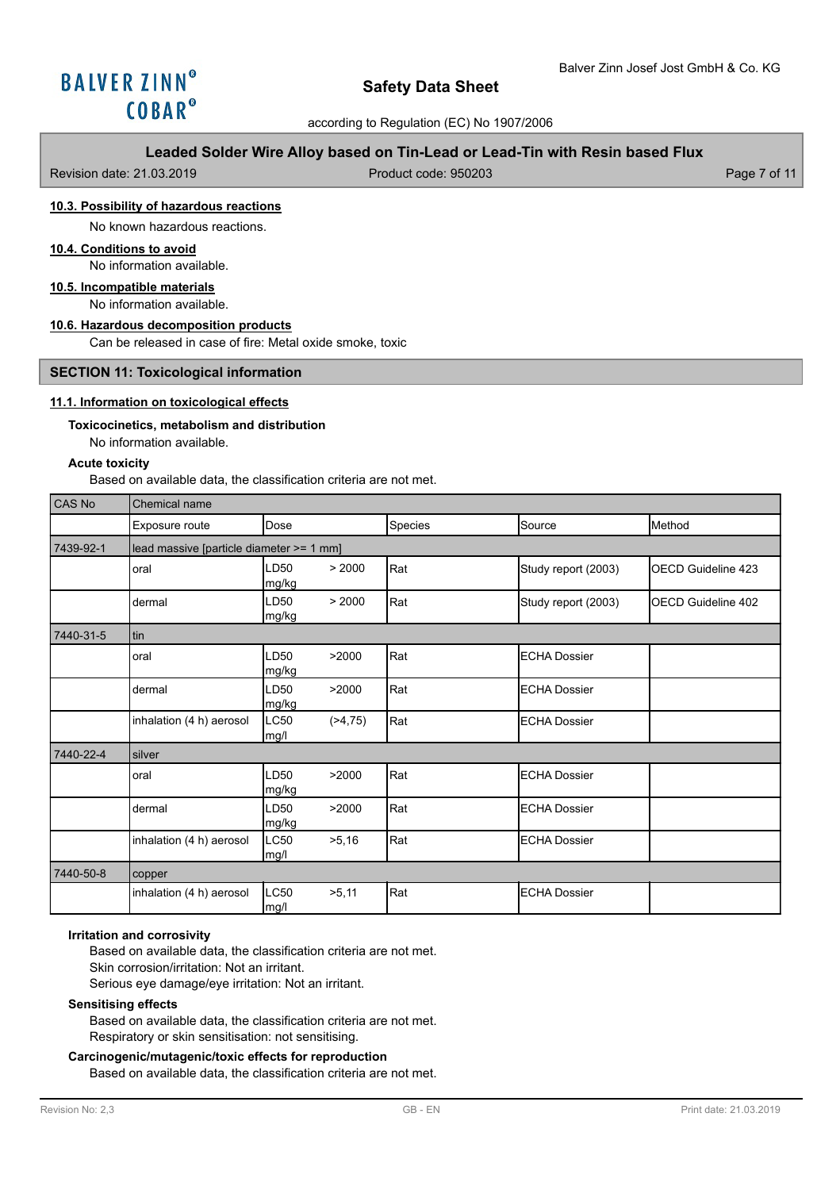### 10.3. Possibility of hazardous reactions

No known hazardous reactions.

### 10.4. Conditions to avoid

No information available.

### 10.5. Incompatible materials

No information available.

### 10.6. Hazardous decomposition products

Can be released in case of fire: Metal oxide smoke, toxic

## SECTION 11: Toxicological information

### 11.1. Information on toxicological effects

**Toxicocinetics, metabolism and distribution**

No information available.

**Acute toxicity**

Based on available data, the classification criteria are not met.

| CAS No | Chemical name | | | | |
|---|---|---|---|---|---|
| | Exposure route | Dose | Species | Source | Method |
| 7439-92-1 | lead massive [particle diameter >= 1 mm] | | | | |
| | oral | LD50 > 2000 mg/kg | Rat | Study report (2003) | OECD Guideline 423 |
| | dermal | LD50 > 2000 mg/kg | Rat | Study report (2003) | OECD Guideline 402 |
| 7440-31-5 | tin | | | | |
| | oral | LD50 >2000 mg/kg | Rat | ECHA Dossier | |
| | dermal | LD50 >2000 mg/kg | Rat | ECHA Dossier | |
| | inhalation (4 h) aerosol | LC50 (>4,75) mg/l | Rat | ECHA Dossier | |
| 7440-22-4 | silver | | | | |
| | oral | LD50 >2000 mg/kg | Rat | ECHA Dossier | |
| | dermal | LD50 >2000 mg/kg | Rat | ECHA Dossier | |
| | inhalation (4 h) aerosol | LC50 >5,16 mg/l | Rat | ECHA Dossier | |
| 7440-50-8 | copper | | | | |
| | inhalation (4 h) aerosol | LC50 >5,11 mg/l | Rat | ECHA Dossier | |

**Irritation and corrosivity**

Based on available data, the classification criteria are not met.
Skin corrosion/irritation: Not an irritant.
Serious eye damage/eye irritation: Not an irritant.

**Sensitising effects**

Based on available data, the classification criteria are not met.
Respiratory or skin sensitisation: not sensitising.

**Carcinogenic/mutagenic/toxic effects for reproduction**

Based on available data, the classification criteria are not met.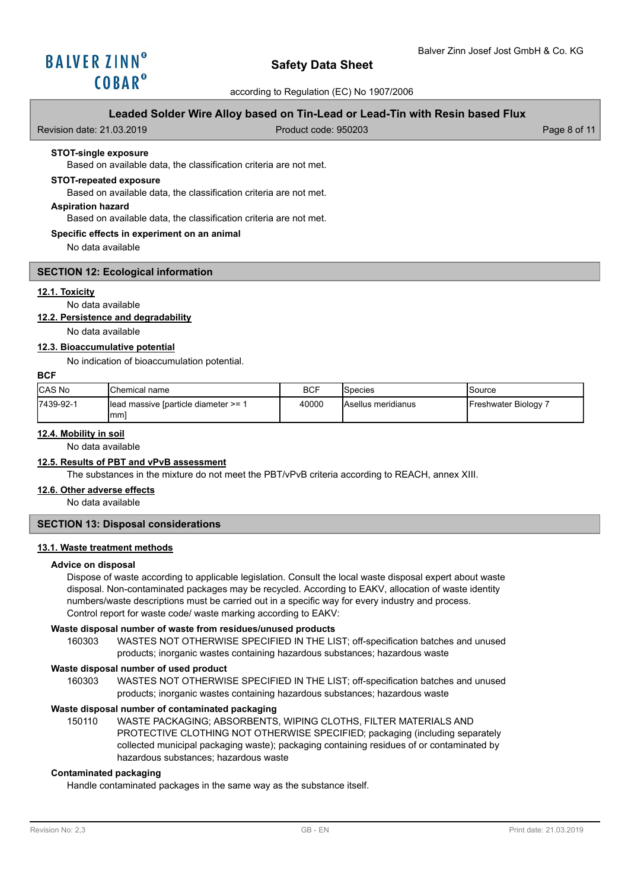**STOT-single exposure**

Based on available data, the classification criteria are not met.

**STOT-repeated exposure**

Based on available data, the classification criteria are not met.

**Aspiration hazard**

Based on available data, the classification criteria are not met.

**Specific effects in experiment on an animal**

No data available

## SECTION 12: Ecological information

### 12.1. Toxicity

No data available

### 12.2. Persistence and degradability

No data available

### 12.3. Bioaccumulative potential

No indication of bioaccumulation potential.

**BCF**

| CAS No | Chemical name | BCF | Species | Source |
|---|---|---|---|---|
| 7439-92-1 | lead massive [particle diameter >= 1 mm] | 40000 | Asellus meridianus | Freshwater Biology 7 |

### 12.4. Mobility in soil

No data available

### 12.5. Results of PBT and vPvB assessment

The substances in the mixture do not meet the PBT/vPvB criteria according to REACH, annex XIII.

### 12.6. Other adverse effects

No data available

## SECTION 13: Disposal considerations

### 13.1. Waste treatment methods

**Advice on disposal**

Dispose of waste according to applicable legislation. Consult the local waste disposal expert about waste disposal. Non-contaminated packages may be recycled. According to EAKV, allocation of waste identity numbers/waste descriptions must be carried out in a specific way for every industry and process.
Control report for waste code/ waste marking according to EAKV:

**Waste disposal number of waste from residues/unused products**

160303 WASTES NOT OTHERWISE SPECIFIED IN THE LIST; off-specification batches and unused products; inorganic wastes containing hazardous substances; hazardous waste

**Waste disposal number of used product**

160303 WASTES NOT OTHERWISE SPECIFIED IN THE LIST; off-specification batches and unused products; inorganic wastes containing hazardous substances; hazardous waste

**Waste disposal number of contaminated packaging**

150110 WASTE PACKAGING; ABSORBENTS, WIPING CLOTHS, FILTER MATERIALS AND PROTECTIVE CLOTHING NOT OTHERWISE SPECIFIED; packaging (including separately collected municipal packaging waste); packaging containing residues of or contaminated by hazardous substances; hazardous waste

**Contaminated packaging**

Handle contaminated packages in the same way as the substance itself.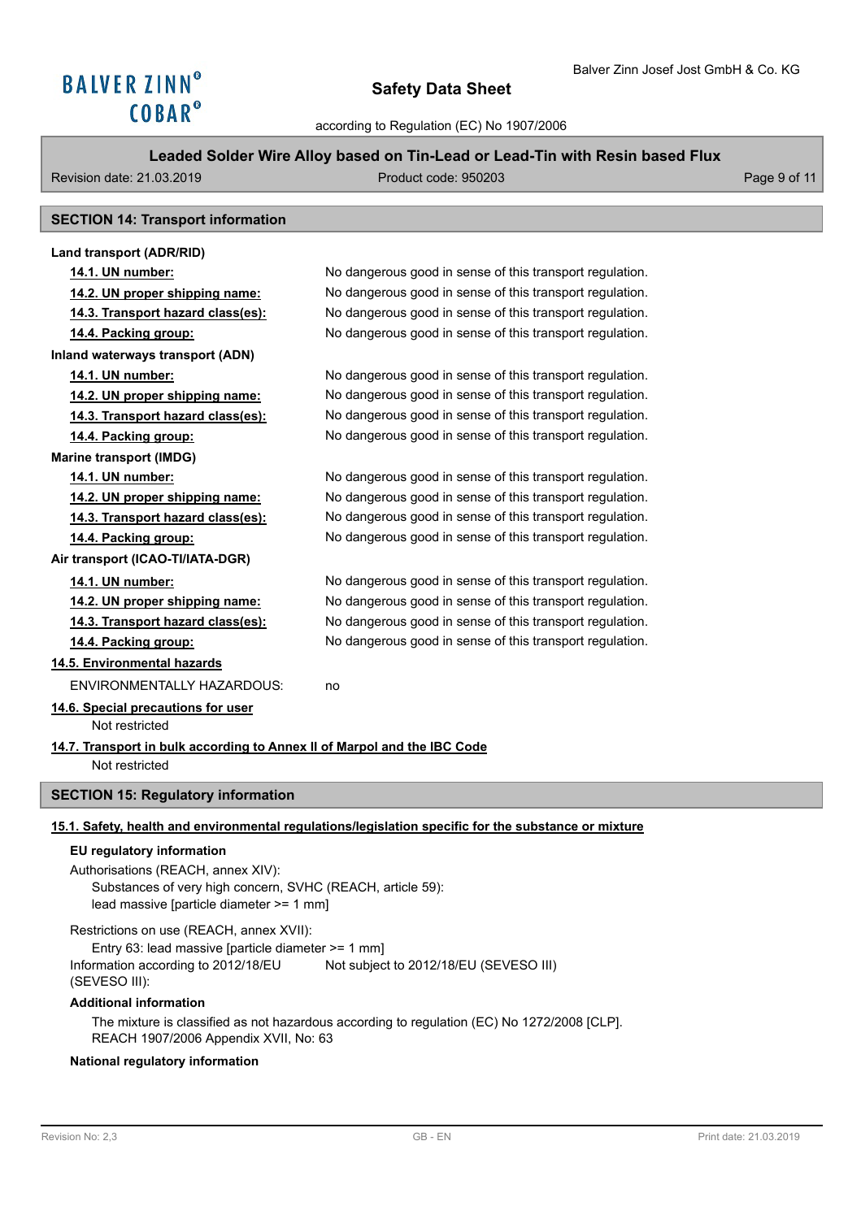## SECTION 14: Transport information

**Land transport (ADR/RID)**

| | |
|---|---|
| **14.1. UN number:** | No dangerous good in sense of this transport regulation. |
| **14.2. UN proper shipping name:** | No dangerous good in sense of this transport regulation. |
| **14.3. Transport hazard class(es):** | No dangerous good in sense of this transport regulation. |
| **14.4. Packing group:** | No dangerous good in sense of this transport regulation. |

**Inland waterways transport (ADN)**

| | |
|---|---|
| **14.1. UN number:** | No dangerous good in sense of this transport regulation. |
| **14.2. UN proper shipping name:** | No dangerous good in sense of this transport regulation. |
| **14.3. Transport hazard class(es):** | No dangerous good in sense of this transport regulation. |
| **14.4. Packing group:** | No dangerous good in sense of this transport regulation. |

**Marine transport (IMDG)**

| | |
|---|---|
| **14.1. UN number:** | No dangerous good in sense of this transport regulation. |
| **14.2. UN proper shipping name:** | No dangerous good in sense of this transport regulation. |
| **14.3. Transport hazard class(es):** | No dangerous good in sense of this transport regulation. |
| **14.4. Packing group:** | No dangerous good in sense of this transport regulation. |

**Air transport (ICAO-TI/IATA-DGR)**

| | |
|---|---|
| **14.1. UN number:** | No dangerous good in sense of this transport regulation. |
| **14.2. UN proper shipping name:** | No dangerous good in sense of this transport regulation. |
| **14.3. Transport hazard class(es):** | No dangerous good in sense of this transport regulation. |
| **14.4. Packing group:** | No dangerous good in sense of this transport regulation. |

**14.5. Environmental hazards**

ENVIRONMENTALLY HAZARDOUS: no

**14.6. Special precautions for user**

Not restricted

**14.7. Transport in bulk according to Annex II of Marpol and the IBC Code**

Not restricted

## SECTION 15: Regulatory information

**15.1. Safety, health and environmental regulations/legislation specific for the substance or mixture**

**EU regulatory information**

Authorisations (REACH, annex XIV):

Substances of very high concern, SVHC (REACH, article 59):
lead massive [particle diameter >= 1 mm]

Restrictions on use (REACH, annex XVII):

Entry 63: lead massive [particle diameter >= 1 mm]

Information according to 2012/18/EU (SEVESO III): Not subject to 2012/18/EU (SEVESO III)

**Additional information**

The mixture is classified as not hazardous according to regulation (EC) No 1272/2008 [CLP].
REACH 1907/2006 Appendix XVII, No: 63

**National regulatory information**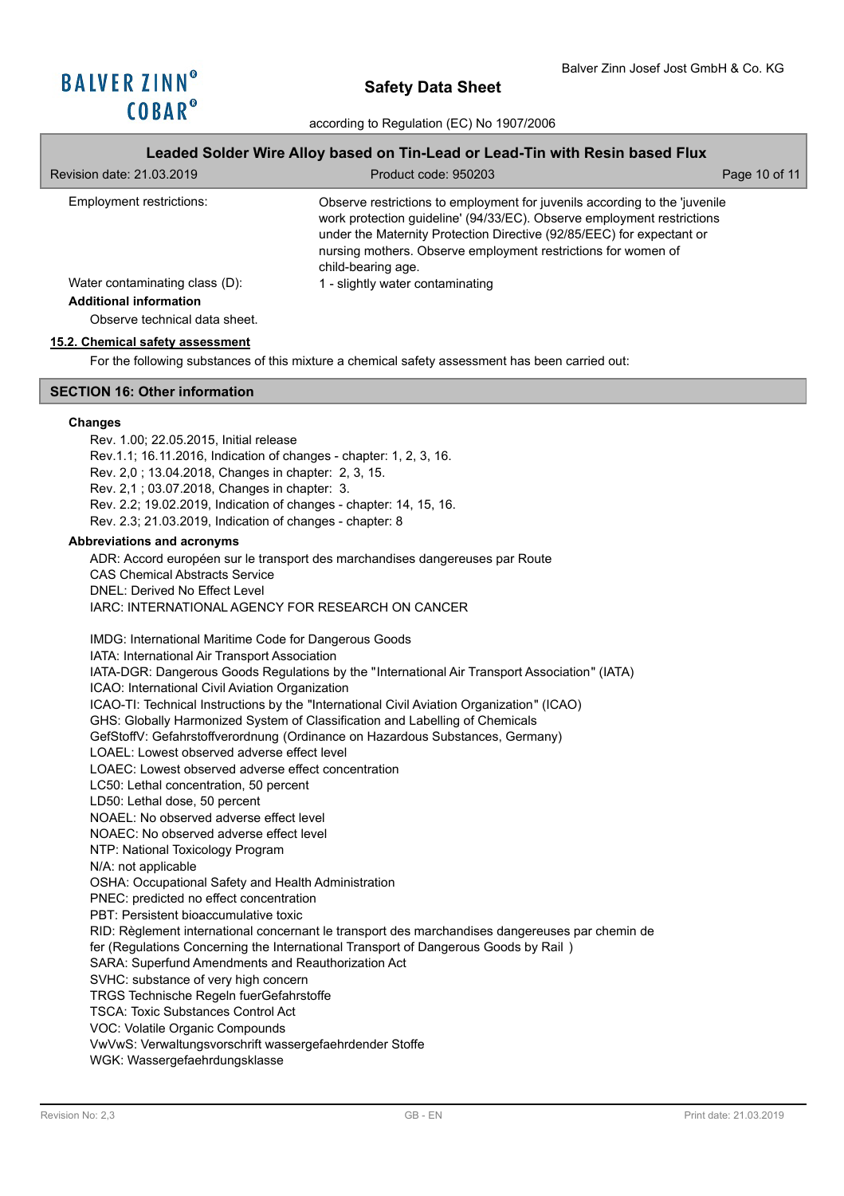| | |
|---|---|
| Employment restrictions: | Observe restrictions to employment for juvenils according to the 'juvenile work protection guideline' (94/33/EC). Observe employment restrictions under the Maternity Protection Directive (92/85/EEC) for expectant or nursing mothers. Observe employment restrictions for women of child-bearing age. |
| Water contaminating class (D): | 1 - slightly water contaminating |

**Additional information**

Observe technical data sheet.

### 15.2. Chemical safety assessment

For the following substances of this mixture a chemical safety assessment has been carried out:

## SECTION 16: Other information

**Changes**

Rev. 1.00; 22.05.2015, Initial release
Rev.1.1; 16.11.2016, Indication of changes - chapter: 1, 2, 3, 16.
Rev. 2,0 ; 13.04.2018, Changes in chapter: 2, 3, 15.
Rev. 2,1 ; 03.07.2018, Changes in chapter: 3.
Rev. 2.2; 19.02.2019, Indication of changes - chapter: 14, 15, 16.
Rev. 2.3; 21.03.2019, Indication of changes - chapter: 8

**Abbreviations and acronyms**

ADR: Accord européen sur le transport des marchandises dangereuses par Route
CAS Chemical Abstracts Service
DNEL: Derived No Effect Level
IARC: INTERNATIONAL AGENCY FOR RESEARCH ON CANCER

IMDG: International Maritime Code for Dangerous Goods
IATA: International Air Transport Association
IATA-DGR: Dangerous Goods Regulations by the "International Air Transport Association" (IATA)
ICAO: International Civil Aviation Organization
ICAO-TI: Technical Instructions by the "International Civil Aviation Organization" (ICAO)
GHS: Globally Harmonized System of Classification and Labelling of Chemicals
GefStoffV: Gefahrstoffverordnung (Ordinance on Hazardous Substances, Germany)
LOAEL: Lowest observed adverse effect level
LOAEC: Lowest observed adverse effect concentration
LC50: Lethal concentration, 50 percent
LD50: Lethal dose, 50 percent
NOAEL: No observed adverse effect level
NOAEC: No observed adverse effect level
NTP: National Toxicology Program
N/A: not applicable
OSHA: Occupational Safety and Health Administration
PNEC: predicted no effect concentration
PBT: Persistent bioaccumulative toxic
RID: Règlement international concernant le transport des marchandises dangereuses par chemin de fer (Regulations Concerning the International Transport of Dangerous Goods by Rail )
SARA: Superfund Amendments and Reauthorization Act
SVHC: substance of very high concern
TRGS Technische Regeln fuerGefahrstoffe
TSCA: Toxic Substances Control Act
VOC: Volatile Organic Compounds
VwVwS: Verwaltungsvorschrift wassergefaehrdender Stoffe
WGK: Wassergefaehrdungsklasse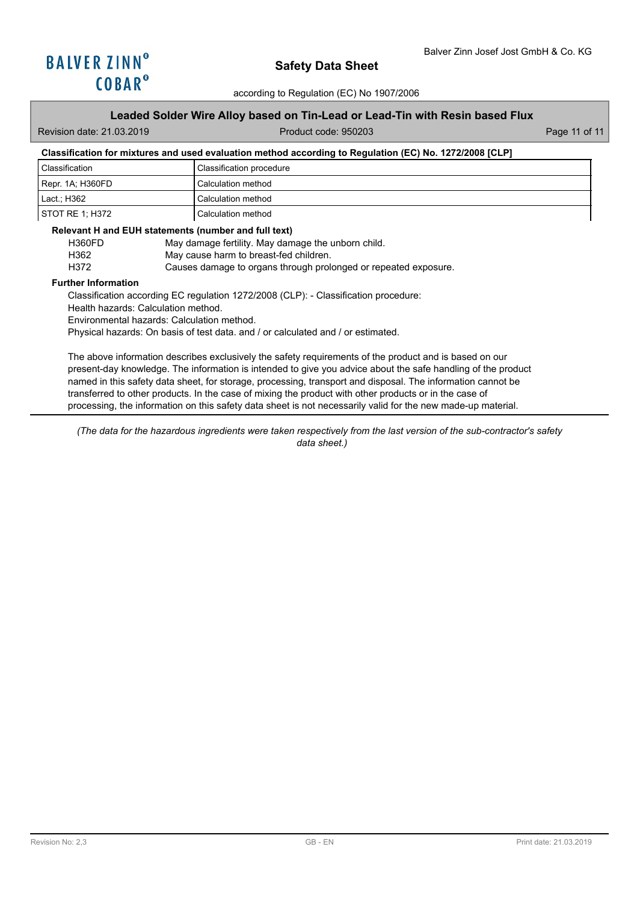**Classification for mixtures and used evaluation method according to Regulation (EC) No. 1272/2008 [CLP]**

| Classification | Classification procedure |
|---|---|
| Repr. 1A; H360FD | Calculation method |
| Lact.; H362 | Calculation method |
| STOT RE 1; H372 | Calculation method |

**Relevant H and EUH statements (number and full text)**

| | |
|---|---|
| H360FD | May damage fertility. May damage the unborn child. |
| H362 | May cause harm to breast-fed children. |
| H372 | Causes damage to organs through prolonged or repeated exposure. |

**Further Information**

Classification according EC regulation 1272/2008 (CLP): - Classification procedure:
Health hazards: Calculation method.
Environmental hazards: Calculation method.
Physical hazards: On basis of test data. and / or calculated and / or estimated.

The above information describes exclusively the safety requirements of the product and is based on our present-day knowledge. The information is intended to give you advice about the safe handling of the product named in this safety data sheet, for storage, processing, transport and disposal. The information cannot be transferred to other products. In the case of mixing the product with other products or in the case of processing, the information on this safety data sheet is not necessarily valid for the new made-up material.

*(The data for the hazardous ingredients were taken respectively from the last version of the sub-contractor's safety data sheet.)*